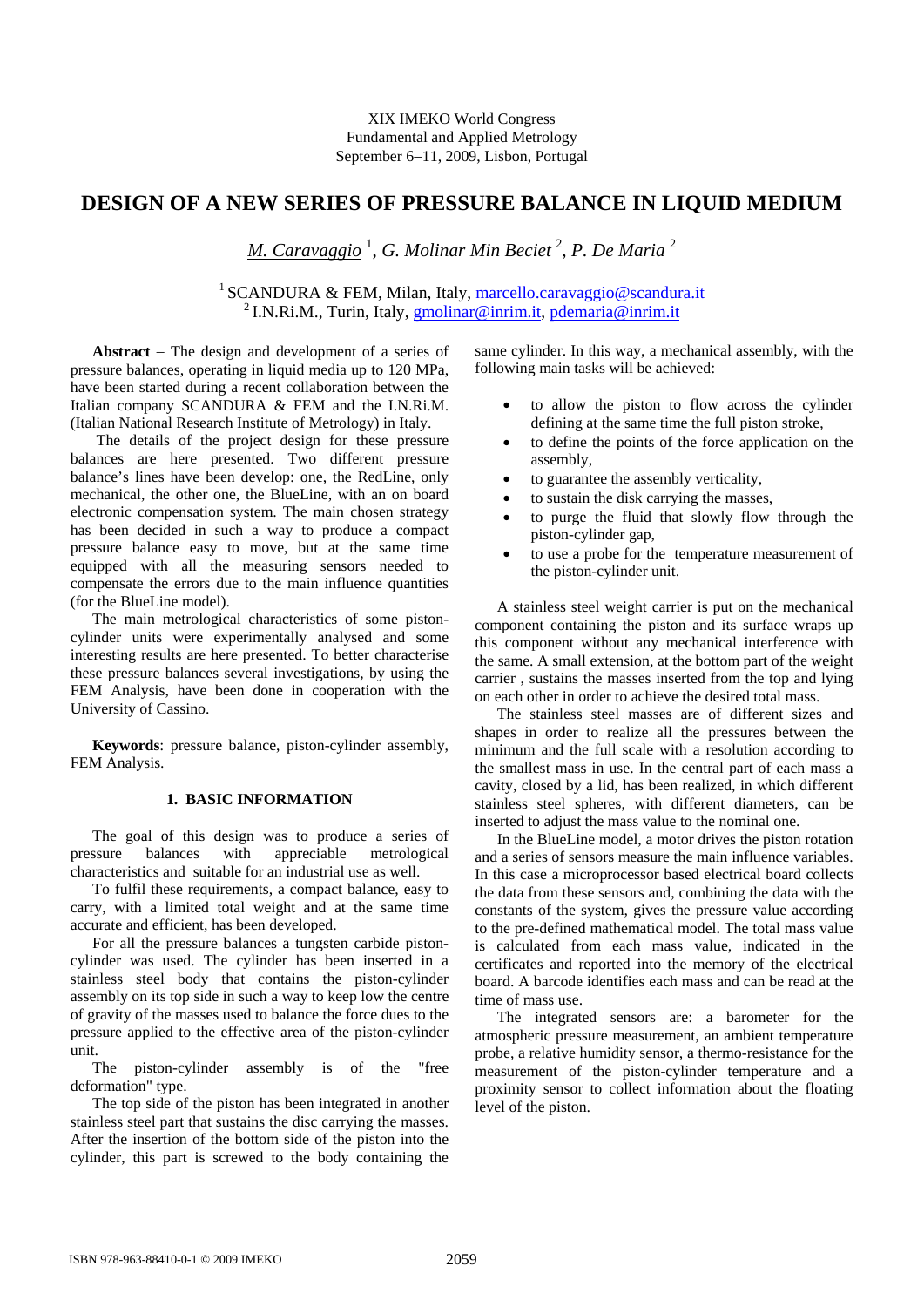XIX IMEKO World Congress
Fundamental and Applied Metrology
September 6−11, 2009, Lisbon, Portugal

# DESIGN OF A NEW SERIES OF PRESSURE BALANCE IN LIQUID MEDIUM

*M. Caravaggio* [1], *G. Molinar Min Beciet* [2], *P. De Maria* [2]

[1] SCANDURA & FEM, Milan, Italy, marcello.caravaggio@scandura.it
[2] I.N.Ri.M., Turin, Italy, gmolinar@inrim.it, pdemaria@inrim.it

**Abstract** – The design and development of a series of pressure balances, operating in liquid media up to 120 MPa, have been started during a recent collaboration between the Italian company SCANDURA & FEM and the I.N.Ri.M. (Italian National Research Institute of Metrology) in Italy.

The details of the project design for these pressure balances are here presented. Two different pressure balance's lines have been develop: one, the RedLine, only mechanical, the other one, the BlueLine, with an on board electronic compensation system. The main chosen strategy has been decided in such a way to produce a compact pressure balance easy to move, but at the same time equipped with all the measuring sensors needed to compensate the errors due to the main influence quantities (for the BlueLine model).

The main metrological characteristics of some piston-cylinder units were experimentally analysed and some interesting results are here presented. To better characterise these pressure balances several investigations, by using the FEM Analysis, have been done in cooperation with the University of Cassino.

**Keywords**: pressure balance, piston-cylinder assembly, FEM Analysis.

## 1. BASIC INFORMATION

The goal of this design was to produce a series of pressure balances with appreciable metrological characteristics and suitable for an industrial use as well.

To fulfil these requirements, a compact balance, easy to carry, with a limited total weight and at the same time accurate and efficient, has been developed.

For all the pressure balances a tungsten carbide piston-cylinder was used. The cylinder has been inserted in a stainless steel body that contains the piston-cylinder assembly on its top side in such a way to keep low the centre of gravity of the masses used to balance the force dues to the pressure applied to the effective area of the piston-cylinder unit.

The piston-cylinder assembly is of the "free deformation" type.

The top side of the piston has been integrated in another stainless steel part that sustains the disc carrying the masses. After the insertion of the bottom side of the piston into the cylinder, this part is screwed to the body containing the same cylinder. In this way, a mechanical assembly, with the following main tasks will be achieved:

- to allow the piston to flow across the cylinder defining at the same time the full piston stroke,
- to define the points of the force application on the assembly,
- to guarantee the assembly verticality,
- to sustain the disk carrying the masses,
- to purge the fluid that slowly flow through the piston-cylinder gap,
- to use a probe for the temperature measurement of the piston-cylinder unit.

A stainless steel weight carrier is put on the mechanical component containing the piston and its surface wraps up this component without any mechanical interference with the same. A small extension, at the bottom part of the weight carrier , sustains the masses inserted from the top and lying on each other in order to achieve the desired total mass.

The stainless steel masses are of different sizes and shapes in order to realize all the pressures between the minimum and the full scale with a resolution according to the smallest mass in use. In the central part of each mass a cavity, closed by a lid, has been realized, in which different stainless steel spheres, with different diameters, can be inserted to adjust the mass value to the nominal one.

In the BlueLine model, a motor drives the piston rotation and a series of sensors measure the main influence variables. In this case a microprocessor based electrical board collects the data from these sensors and, combining the data with the constants of the system, gives the pressure value according to the pre-defined mathematical model. The total mass value is calculated from each mass value, indicated in the certificates and reported into the memory of the electrical board. A barcode identifies each mass and can be read at the time of mass use.

The integrated sensors are: a barometer for the atmospheric pressure measurement, an ambient temperature probe, a relative humidity sensor, a thermo-resistance for the measurement of the piston-cylinder temperature and a proximity sensor to collect information about the floating level of the piston.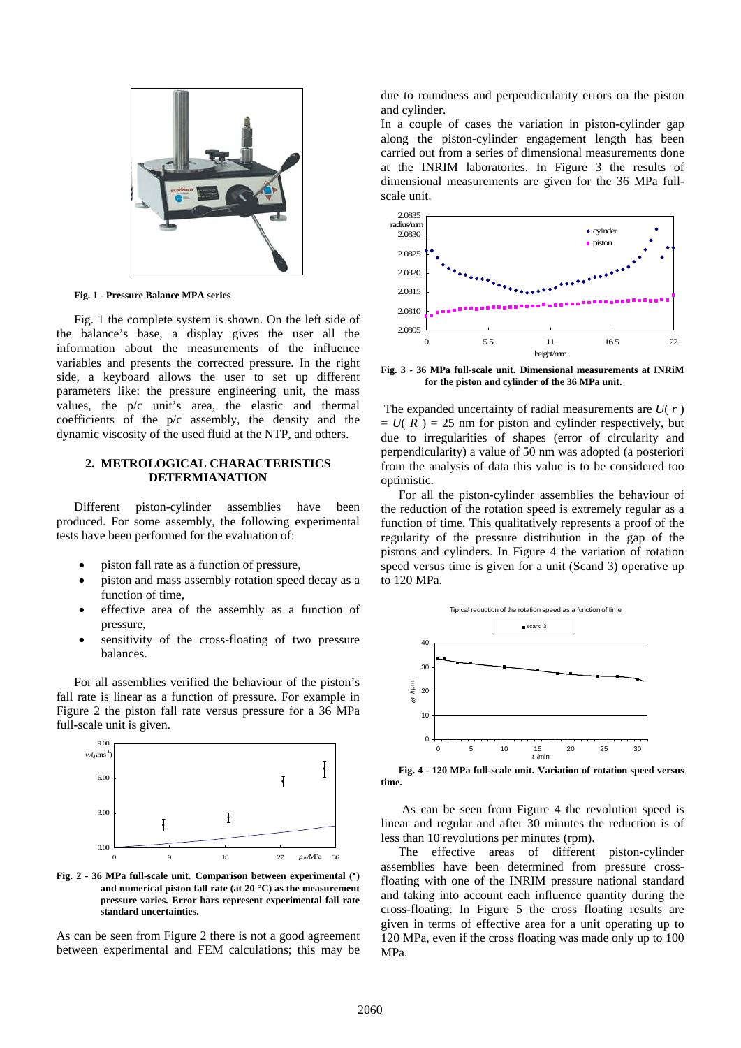**Fig. 1 - Pressure Balance MPA series**

Fig. 1 the complete system is shown. On the left side of the balance's base, a display gives the user all the information about the measurements of the influence variables and presents the corrected pressure. In the right side, a keyboard allows the user to set up different parameters like: the pressure engineering unit, the mass values, the p/c unit's area, the elastic and thermal coefficients of the p/c assembly, the density and the dynamic viscosity of the used fluid at the NTP, and others.

## 2. METROLOGICAL CHARACTERISTICS DETERMIANATION

Different piston-cylinder assemblies have been produced. For some assembly, the following experimental tests have been performed for the evaluation of:

- piston fall rate as a function of pressure,
- piston and mass assembly rotation speed decay as a function of time,
- effective area of the assembly as a function of pressure,
- sensitivity of the cross-floating of two pressure balances.

For all assemblies verified the behaviour of the piston's fall rate is linear as a function of pressure. For example in Figure 2 the piston fall rate versus pressure for a 36 MPa full-scale unit is given.

**Fig. 2 - 36 MPa full-scale unit. Comparison between experimental (•) and numerical piston fall rate (at 20 °C) as the measurement pressure varies. Error bars represent experimental fall rate standard uncertainties.**

As can be seen from Figure 2 there is not a good agreement between experimental and FEM calculations; this may be due to roundness and perpendicularity errors on the piston and cylinder.

In a couple of cases the variation in piston-cylinder gap along the piston-cylinder engagement length has been carried out from a series of dimensional measurements done at the INRIM laboratories. In Figure 3 the results of dimensional measurements are given for the 36 MPa full-scale unit.

**Fig. 3 - 36 MPa full-scale unit. Dimensional measurements at INRiM for the piston and cylinder of the 36 MPa unit.**

The expanded uncertainty of radial measurements are $U(r) = U(R) = 25$ nm for piston and cylinder respectively, but due to irregularities of shapes (error of circularity and perpendicularity) a value of 50 nm was adopted (a posteriori from the analysis of data this value is to be considered too optimistic.

For all the piston-cylinder assemblies the behaviour of the reduction of the rotation speed is extremely regular as a function of time. This qualitatively represents a proof of the regularity of the pressure distribution in the gap of the pistons and cylinders. In Figure 4 the variation of rotation speed versus time is given for a unit (Scand 3) operative up to 120 MPa.

**Fig. 4 - 120 MPa full-scale unit. Variation of rotation speed versus time.**

As can be seen from Figure 4 the revolution speed is linear and regular and after 30 minutes the reduction is of less than 10 revolutions per minutes (rpm).

The effective areas of different piston-cylinder assemblies have been determined from pressure cross-floating with one of the INRIM pressure national standard and taking into account each influence quantity during the cross-floating. In Figure 5 the cross floating results are given in terms of effective area for a unit operating up to 120 MPa, even if the cross floating was made only up to 100 MPa.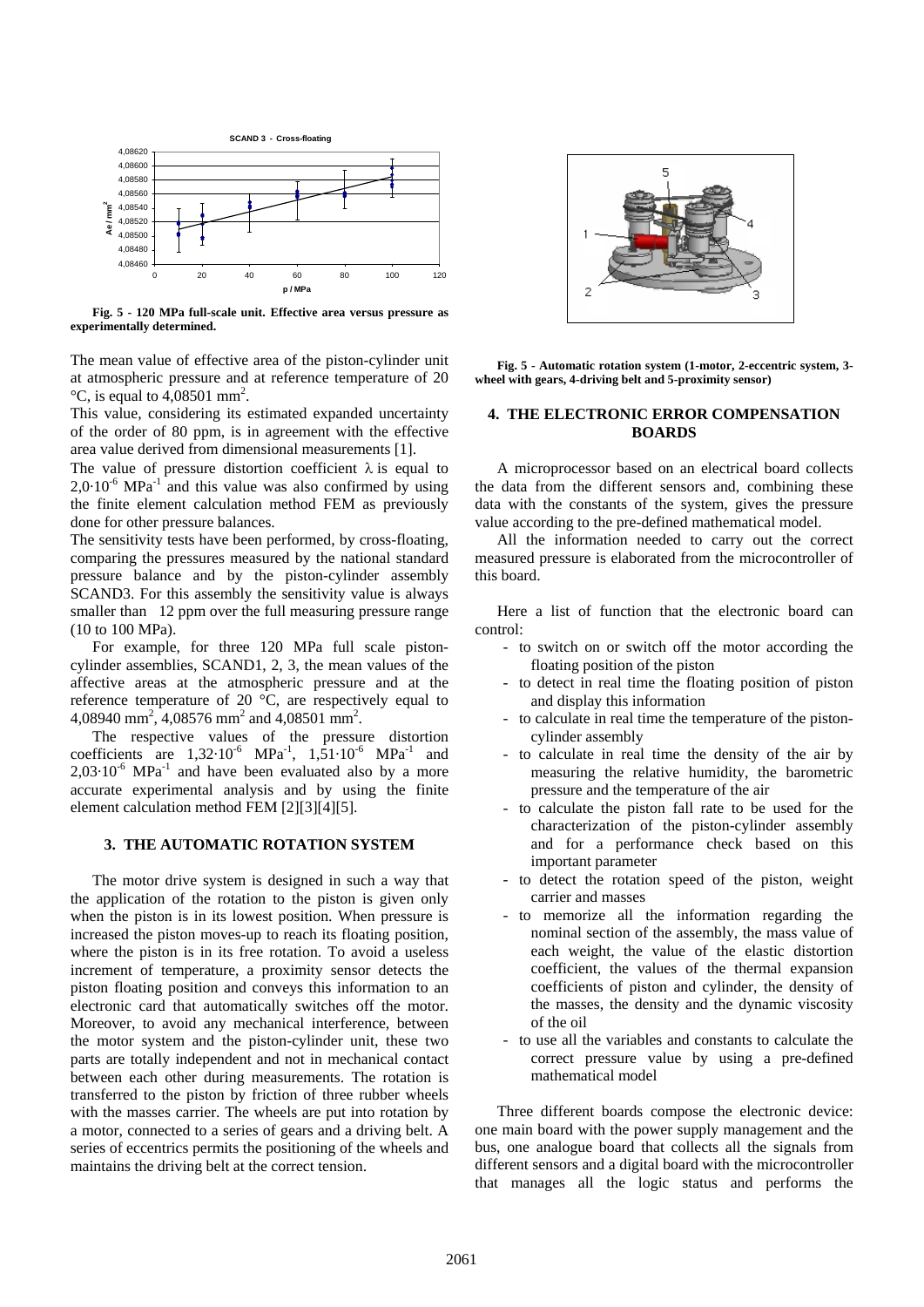Fig. 5 - 120 MPa full-scale unit. Effective area versus pressure as experimentally determined.

The mean value of effective area of the piston-cylinder unit at atmospheric pressure and at reference temperature of 20 °C, is equal to 4,08501 mm$^2$.

This value, considering its estimated expanded uncertainty of the order of 80 ppm, is in agreement with the effective area value derived from dimensional measurements [1].

The value of pressure distortion coefficient $\lambda$ is equal to $2,0 \cdot 10^{-6}$ MPa$^{-1}$ and this value was also confirmed by using the finite element calculation method FEM as previously done for other pressure balances.

The sensitivity tests have been performed, by cross-floating, comparing the pressures measured by the national standard pressure balance and by the piston-cylinder assembly SCAND3. For this assembly the sensitivity value is always smaller than 12 ppm over the full measuring pressure range (10 to 100 MPa).

For example, for three 120 MPa full scale piston-cylinder assemblies, SCAND1, 2, 3, the mean values of the affective areas at the atmospheric pressure and at the reference temperature of 20 °C, are respectively equal to 4,08940 mm$^2$, 4,08576 mm$^2$ and 4,08501 mm$^2$.

The respective values of the pressure distortion coefficients are $1,32 \cdot 10^{-6}$ MPa$^{-1}$, $1,51 \cdot 10^{-6}$ MPa$^{-1}$ and $2,03 \cdot 10^{-6}$ MPa$^{-1}$ and have been evaluated also by a more accurate experimental analysis and by using the finite element calculation method FEM [2][3][4][5].

## 3. THE AUTOMATIC ROTATION SYSTEM

The motor drive system is designed in such a way that the application of the rotation to the piston is given only when the piston is in its lowest position. When pressure is increased the piston moves-up to reach its floating position, where the piston is in its free rotation. To avoid a useless increment of temperature, a proximity sensor detects the piston floating position and conveys this information to an electronic card that automatically switches off the motor. Moreover, to avoid any mechanical interference, between the motor system and the piston-cylinder unit, these two parts are totally independent and not in mechanical contact between each other during measurements. The rotation is transferred to the piston by friction of three rubber wheels with the masses carrier. The wheels are put into rotation by a motor, connected to a series of gears and a driving belt. A series of eccentrics permits the positioning of the wheels and maintains the driving belt at the correct tension.

Fig. 5 - Automatic rotation system (1-motor, 2-eccentric system, 3-wheel with gears, 4-driving belt and 5-proximity sensor)

## 4. THE ELECTRONIC ERROR COMPENSATION BOARDS

A microprocessor based on an electrical board collects the data from the different sensors and, combining these data with the constants of the system, gives the pressure value according to the pre-defined mathematical model.

All the information needed to carry out the correct measured pressure is elaborated from the microcontroller of this board.

Here a list of function that the electronic board can control:

- to switch on or switch off the motor according the floating position of the piston
- to detect in real time the floating position of piston and display this information
- to calculate in real time the temperature of the piston-cylinder assembly
- to calculate in real time the density of the air by measuring the relative humidity, the barometric pressure and the temperature of the air
- to calculate the piston fall rate to be used for the characterization of the piston-cylinder assembly and for a performance check based on this important parameter
- to detect the rotation speed of the piston, weight carrier and masses
- to memorize all the information regarding the nominal section of the assembly, the mass value of each weight, the value of the elastic distortion coefficient, the values of the thermal expansion coefficients of piston and cylinder, the density of the masses, the density and the dynamic viscosity of the oil
- to use all the variables and constants to calculate the correct pressure value by using a pre-defined mathematical model

Three different boards compose the electronic device: one main board with the power supply management and the bus, one analogue board that collects all the signals from different sensors and a digital board with the microcontroller that manages all the logic status and performs the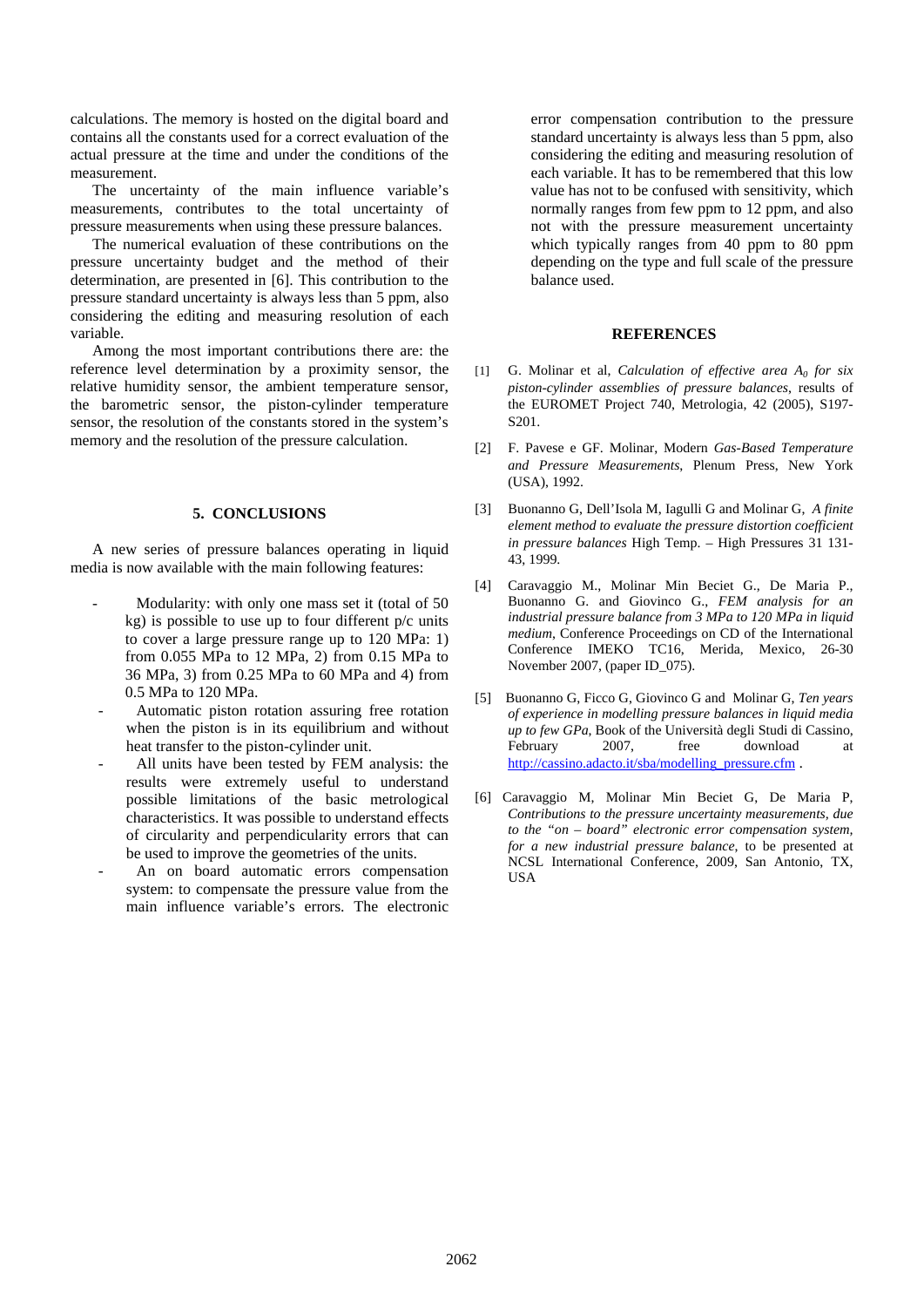calculations. The memory is hosted on the digital board and contains all the constants used for a correct evaluation of the actual pressure at the time and under the conditions of the measurement.

The uncertainty of the main influence variable's measurements, contributes to the total uncertainty of pressure measurements when using these pressure balances.

The numerical evaluation of these contributions on the pressure uncertainty budget and the method of their determination, are presented in [6]. This contribution to the pressure standard uncertainty is always less than 5 ppm, also considering the editing and measuring resolution of each variable.

Among the most important contributions there are: the reference level determination by a proximity sensor, the relative humidity sensor, the ambient temperature sensor, the barometric sensor, the piston-cylinder temperature sensor, the resolution of the constants stored in the system's memory and the resolution of the pressure calculation.

## 5. CONCLUSIONS

A new series of pressure balances operating in liquid media is now available with the main following features:

- Modularity: with only one mass set it (total of 50 kg) is possible to use up to four different p/c units to cover a large pressure range up to 120 MPa: 1) from 0.055 MPa to 12 MPa, 2) from 0.15 MPa to 36 MPa, 3) from 0.25 MPa to 60 MPa and 4) from 0.5 MPa to 120 MPa.
- Automatic piston rotation assuring free rotation when the piston is in its equilibrium and without heat transfer to the piston-cylinder unit.
- All units have been tested by FEM analysis: the results were extremely useful to understand possible limitations of the basic metrological characteristics. It was possible to understand effects of circularity and perpendicularity errors that can be used to improve the geometries of the units.
- An on board automatic errors compensation system: to compensate the pressure value from the main influence variable's errors. The electronic error compensation contribution to the pressure standard uncertainty is always less than 5 ppm, also considering the editing and measuring resolution of each variable. It has to be remembered that this low value has not to be confused with sensitivity, which normally ranges from few ppm to 12 ppm, and also not with the pressure measurement uncertainty which typically ranges from 40 ppm to 80 ppm depending on the type and full scale of the pressure balance used.

## REFERENCES

[1] G. Molinar et al, *Calculation of effective area $A_0$ for six piston-cylinder assemblies of pressure balances*, results of the EUROMET Project 740, Metrologia, 42 (2005), S197-S201.

[2] F. Pavese e GF. Molinar, Modern *Gas-Based Temperature and Pressure Measurements*, Plenum Press, New York (USA), 1992.

[3] Buonanno G, Dell'Isola M, Iagulli G and Molinar G, *A finite element method to evaluate the pressure distortion coefficient in pressure balances* High Temp. – High Pressures 31 131-43, 1999.

[4] Caravaggio M., Molinar Min Beciet G., De Maria P., Buonanno G. and Giovinco G., *FEM analysis for an industrial pressure balance from 3 MPa to 120 MPa in liquid medium*, Conference Proceedings on CD of the International Conference IMEKO TC16, Merida, Mexico, 26-30 November 2007, (paper ID_075).

[5] Buonanno G, Ficco G, Giovinco G and Molinar G, *Ten years of experience in modelling pressure balances in liquid media up to few GPa*, Book of the Università degli Studi di Cassino, February 2007, free download at http://cassino.adacto.it/sba/modelling_pressure.cfm .

[6] Caravaggio M, Molinar Min Beciet G, De Maria P, *Contributions to the pressure uncertainty measurements, due to the "on – board" electronic error compensation system, for a new industrial pressure balance*, to be presented at NCSL International Conference, 2009, San Antonio, TX, USA